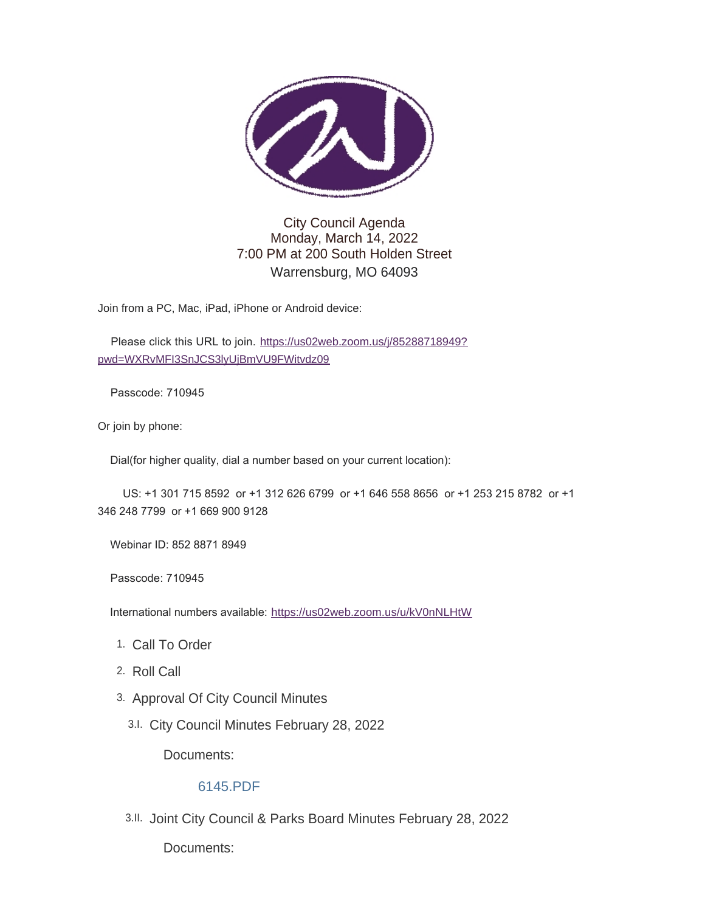City Council Agenda
Monday, March 14, 2022
7:00 PM at 200 South Holden Street
Warrensburg, MO 64093

Join from a PC, Mac, iPad, iPhone or Android device:

Please click this URL to join. https://us02web.zoom.us/j/85288718949?pwd=WXRvMFI3SnJCS3lyUjBmVU9FWitvdz09

Passcode: 710945

Or join by phone:

Dial(for higher quality, dial a number based on your current location):

US: +1 301 715 8592 or +1 312 626 6799 or +1 646 558 8656 or +1 253 215 8782 or +1 346 248 7799 or +1 669 900 9128

Webinar ID: 852 8871 8949

Passcode: 710945

International numbers available: https://us02web.zoom.us/u/kV0nNLHtW

1. Call To Order
2. Roll Call
3. Approval Of City Council Minutes
   - 3.I. City Council Minutes February 28, 2022

     Documents:

     6145.PDF

   - 3.II. Joint City Council & Parks Board Minutes February 28, 2022

     Documents: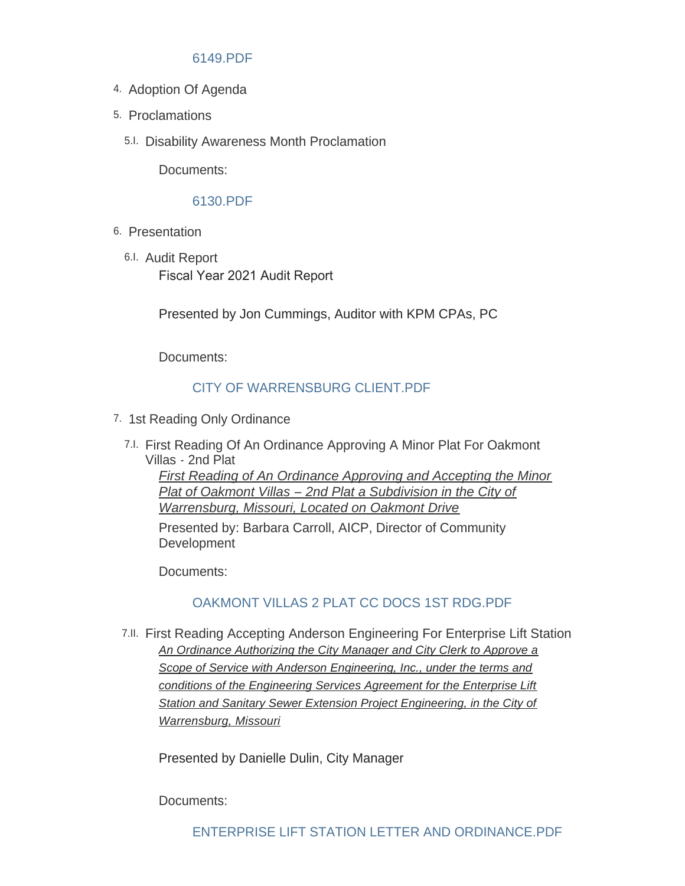[6149.PDF]

4. Adoption Of Agenda
5. Proclamations
   - 5.I. Disability Awareness Month Proclamation

     Documents:

     [6130.PDF]

6. Presentation
   - 6.I. Audit Report

     Fiscal Year 2021 Audit Report

     Presented by Jon Cummings, Auditor with KPM CPAs, PC

     Documents:

     [CITY OF WARRENSBURG CLIENT.PDF]

7. 1st Reading Only Ordinance
   - 7.I. First Reading Of An Ordinance Approving A Minor Plat For Oakmont Villas - 2nd Plat

     *First Reading of An Ordinance Approving and Accepting the Minor Plat of Oakmont Villas – 2nd Plat a Subdivision in the City of Warrensburg, Missouri, Located on Oakmont Drive*

     Presented by: Barbara Carroll, AICP, Director of Community Development

     Documents:

     [OAKMONT VILLAS 2 PLAT CC DOCS 1ST RDG.PDF]

   - 7.II. First Reading Accepting Anderson Engineering For Enterprise Lift Station

     *An Ordinance Authorizing the City Manager and City Clerk to Approve a Scope of Service with Anderson Engineering, Inc., under the terms and conditions of the Engineering Services Agreement for the Enterprise Lift Station and Sanitary Sewer Extension Project Engineering, in the City of Warrensburg, Missouri*

     Presented by Danielle Dulin, City Manager

     Documents:

     [ENTERPRISE LIFT STATION LETTER AND ORDINANCE.PDF]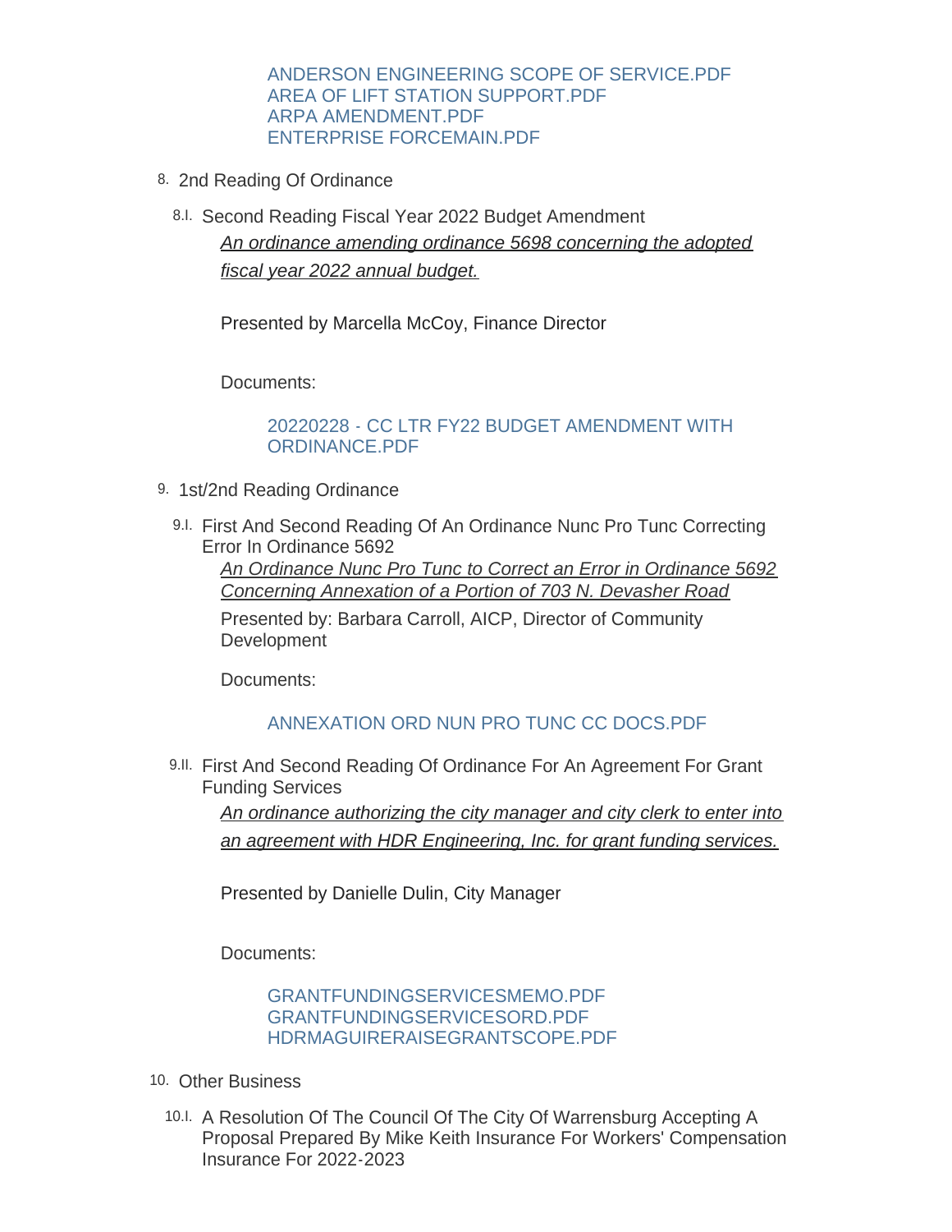ANDERSON ENGINEERING SCOPE OF SERVICE.PDF
AREA OF LIFT STATION SUPPORT.PDF
ARPA AMENDMENT.PDF
ENTERPRISE FORCEMAIN.PDF

8. 2nd Reading Of Ordinance

8.I. Second Reading Fiscal Year 2022 Budget Amendment

*An ordinance amending ordinance 5698 concerning the adopted fiscal year 2022 annual budget.*

Presented by Marcella McCoy, Finance Director

Documents:

20220228 - CC LTR FY22 BUDGET AMENDMENT WITH ORDINANCE.PDF

9. 1st/2nd Reading Ordinance

9.I. First And Second Reading Of An Ordinance Nunc Pro Tunc Correcting Error In Ordinance 5692

*An Ordinance Nunc Pro Tunc to Correct an Error in Ordinance 5692 Concerning Annexation of a Portion of 703 N. Devasher Road*

Presented by: Barbara Carroll, AICP, Director of Community Development

Documents:

ANNEXATION ORD NUN PRO TUNC CC DOCS.PDF

9.II. First And Second Reading Of Ordinance For An Agreement For Grant Funding Services

*An ordinance authorizing the city manager and city clerk to enter into an agreement with HDR Engineering, Inc. for grant funding services.*

Presented by Danielle Dulin, City Manager

Documents:

GRANTFUNDINGSERVICESMEMO.PDF
GRANTFUNDINGSERVICESORD.PDF
HDRMAGUIRERAISEGRANTSCOPE.PDF

10. Other Business

10.I. A Resolution Of The Council Of The City Of Warrensburg Accepting A Proposal Prepared By Mike Keith Insurance For Workers' Compensation Insurance For 2022-2023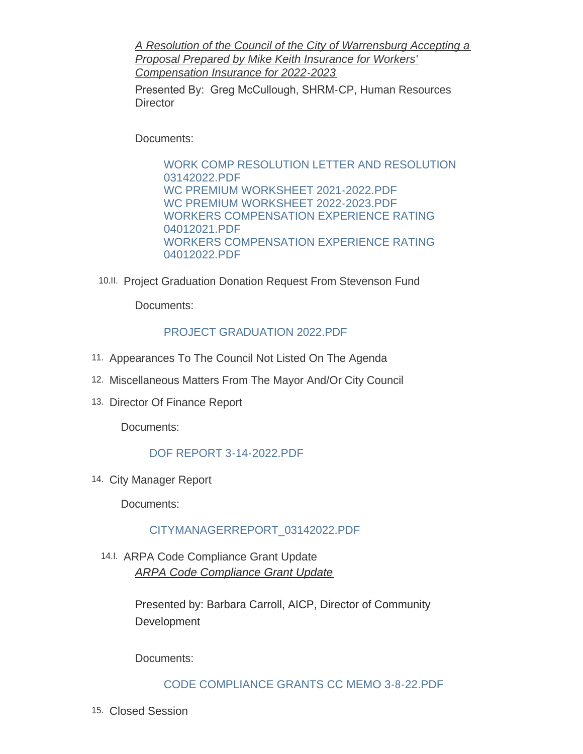*A Resolution of the Council of the City of Warrensburg Accepting a Proposal Prepared by Mike Keith Insurance for Workers' Compensation Insurance for 2022-2023*

Presented By: Greg McCullough, SHRM-CP, Human Resources Director

Documents:

- WORK COMP RESOLUTION LETTER AND RESOLUTION 03142022.PDF
- WC PREMIUM WORKSHEET 2021-2022.PDF
- WC PREMIUM WORKSHEET 2022-2023.PDF
- WORKERS COMPENSATION EXPERIENCE RATING 04012021.PDF
- WORKERS COMPENSATION EXPERIENCE RATING 04012022.PDF

10.II. Project Graduation Donation Request From Stevenson Fund

Documents:

- PROJECT GRADUATION 2022.PDF

11. Appearances To The Council Not Listed On The Agenda

12. Miscellaneous Matters From The Mayor And/Or City Council

13. Director Of Finance Report

Documents:

- DOF REPORT 3-14-2022.PDF

14. City Manager Report

Documents:

- CITYMANAGERREPORT_03142022.PDF

14.I. ARPA Code Compliance Grant Update

*ARPA Code Compliance Grant Update*

Presented by: Barbara Carroll, AICP, Director of Community Development

Documents:

- CODE COMPLIANCE GRANTS CC MEMO 3-8-22.PDF

15. Closed Session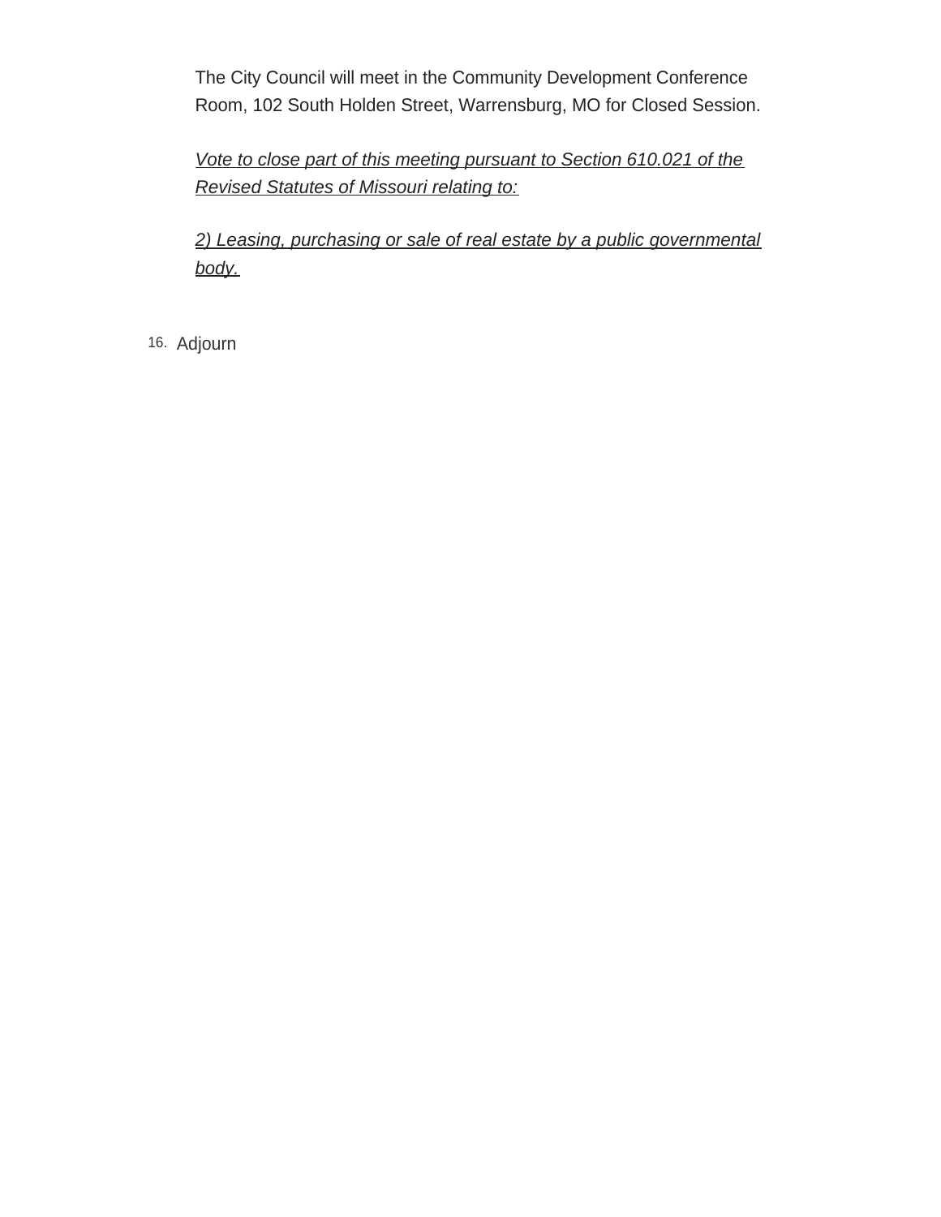The City Council will meet in the Community Development Conference Room, 102 South Holden Street, Warrensburg, MO for Closed Session.

*Vote to close part of this meeting pursuant to Section 610.021 of the Revised Statutes of Missouri relating to:*

*2) Leasing, purchasing or sale of real estate by a public governmental body.*

16. Adjourn